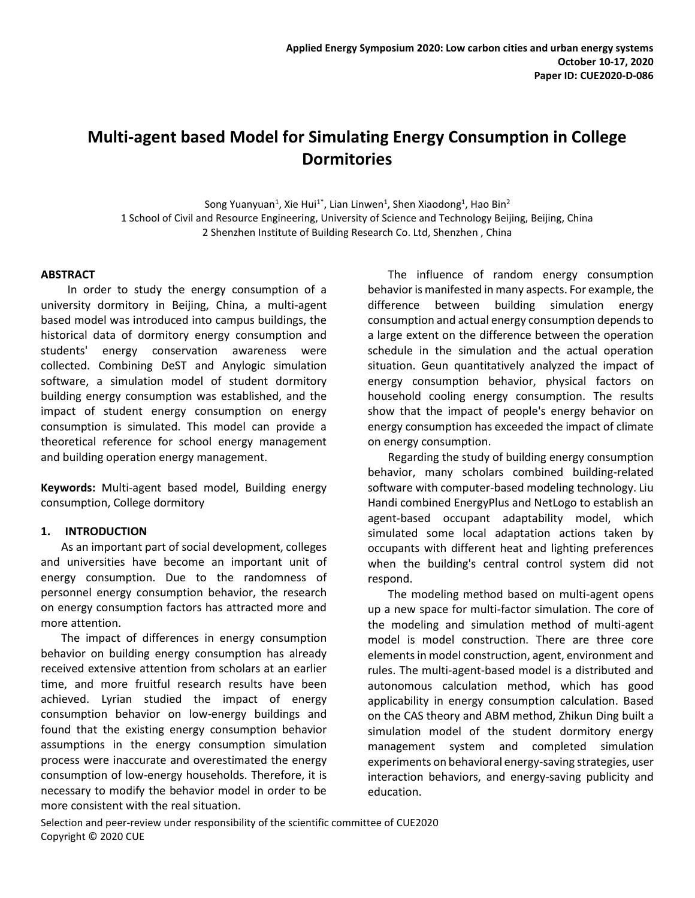# Multi-agent based Model for Simulating Energy Consumption in College Dormitories

Song Yuanyuan[1], Xie Hui[1*], Lian Linwen[1], Shen Xiaodong[1], Hao Bin[2]

1 School of Civil and Resource Engineering, University of Science and Technology Beijing, Beijing, China

2 Shenzhen Institute of Building Research Co. Ltd, Shenzhen , China

## ABSTRACT

In order to study the energy consumption of a university dormitory in Beijing, China, a multi-agent based model was introduced into campus buildings, the historical data of dormitory energy consumption and students' energy conservation awareness were collected. Combining DeST and Anylogic simulation software, a simulation model of student dormitory building energy consumption was established, and the impact of student energy consumption on energy consumption is simulated. This model can provide a theoretical reference for school energy management and building operation energy management.

**Keywords:** Multi-agent based model, Building energy consumption, College dormitory

## 1. INTRODUCTION

As an important part of social development, colleges and universities have become an important unit of energy consumption. Due to the randomness of personnel energy consumption behavior, the research on energy consumption factors has attracted more and more attention.

The impact of differences in energy consumption behavior on building energy consumption has already received extensive attention from scholars at an earlier time, and more fruitful research results have been achieved. Lyrian studied the impact of energy consumption behavior on low-energy buildings and found that the existing energy consumption behavior assumptions in the energy consumption simulation process were inaccurate and overestimated the energy consumption of low-energy households. Therefore, it is necessary to modify the behavior model in order to be more consistent with the real situation.

The influence of random energy consumption behavior is manifested in many aspects. For example, the difference between building simulation energy consumption and actual energy consumption depends to a large extent on the difference between the operation schedule in the simulation and the actual operation situation. Geun quantitatively analyzed the impact of energy consumption behavior, physical factors on household cooling energy consumption. The results show that the impact of people's energy behavior on energy consumption has exceeded the impact of climate on energy consumption.

Regarding the study of building energy consumption behavior, many scholars combined building-related software with computer-based modeling technology. Liu Handi combined EnergyPlus and NetLogo to establish an agent-based occupant adaptability model, which simulated some local adaptation actions taken by occupants with different heat and lighting preferences when the building's central control system did not respond.

The modeling method based on multi-agent opens up a new space for multi-factor simulation. The core of the modeling and simulation method of multi-agent model is model construction. There are three core elements in model construction, agent, environment and rules. The multi-agent-based model is a distributed and autonomous calculation method, which has good applicability in energy consumption calculation. Based on the CAS theory and ABM method, Zhikun Ding built a simulation model of the student dormitory energy management system and completed simulation experiments on behavioral energy-saving strategies, user interaction behaviors, and energy-saving publicity and education.

Selection and peer-review under responsibility of the scientific committee of CUE2020
Copyright © 2020 CUE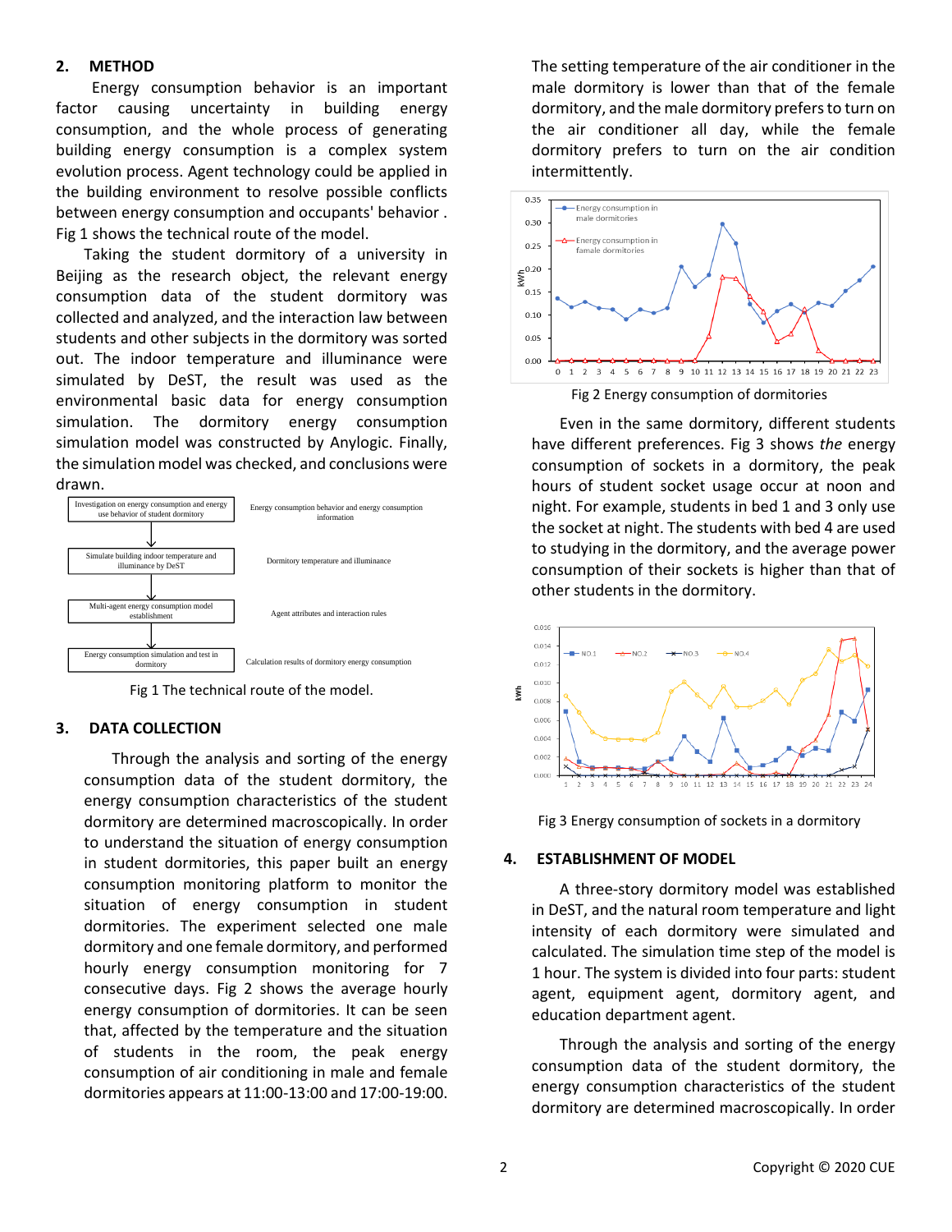## 2. METHOD

Energy consumption behavior is an important factor causing uncertainty in building energy consumption, and the whole process of generating building energy consumption is a complex system evolution process. Agent technology could be applied in the building environment to resolve possible conflicts between energy consumption and occupants' behavior . Fig 1 shows the technical route of the model.

Taking the student dormitory of a university in Beijing as the research object, the relevant energy consumption data of the student dormitory was collected and analyzed, and the interaction law between students and other subjects in the dormitory was sorted out. The indoor temperature and illuminance were simulated by DeST, the result was used as the environmental basic data for energy consumption simulation. The dormitory energy consumption simulation model was constructed by Anylogic. Finally, the simulation model was checked, and conclusions were drawn.

| Step | Output |
| --- | --- |
| Investigation on energy consumption and energy use behavior of student dormitory | Energy consumption behavior and energy consumption information |
| Simulate building indoor temperature and illuminance by DeST | Dormitory temperature and illuminance |
| Multi-agent energy consumption model establishment | Agent attributes and interaction rules |
| Energy consumption simulation and test in dormitory | Calculation results of dormitory energy consumption |

Fig 1 The technical route of the model.

## 3. DATA COLLECTION

Through the analysis and sorting of the energy consumption data of the student dormitory, the energy consumption characteristics of the student dormitory are determined macroscopically. In order to understand the situation of energy consumption in student dormitories, this paper built an energy consumption monitoring platform to monitor the situation of energy consumption in student dormitories. The experiment selected one male dormitory and one female dormitory, and performed hourly energy consumption monitoring for 7 consecutive days. Fig 2 shows the average hourly energy consumption of dormitories. It can be seen that, affected by the temperature and the situation of students in the room, the peak energy consumption of air conditioning in male and female dormitories appears at 11:00-13:00 and 17:00-19:00.

The setting temperature of the air conditioner in the male dormitory is lower than that of the female dormitory, and the male dormitory prefers to turn on the air conditioner all day, while the female dormitory prefers to turn on the air condition intermittently.

Fig 2 Energy consumption of dormitories

Even in the same dormitory, different students have different preferences. Fig 3 shows *the* energy consumption of sockets in a dormitory, the peak hours of student socket usage occur at noon and night. For example, students in bed 1 and 3 only use the socket at night. The students with bed 4 are used to studying in the dormitory, and the average power consumption of their sockets is higher than that of other students in the dormitory.

Fig 3 Energy consumption of sockets in a dormitory

## 4. ESTABLISHMENT OF MODEL

A three-story dormitory model was established in DeST, and the natural room temperature and light intensity of each dormitory were simulated and calculated. The simulation time step of the model is 1 hour. The system is divided into four parts: student agent, equipment agent, dormitory agent, and education department agent.

Through the analysis and sorting of the energy consumption data of the student dormitory, the energy consumption characteristics of the student dormitory are determined macroscopically. In order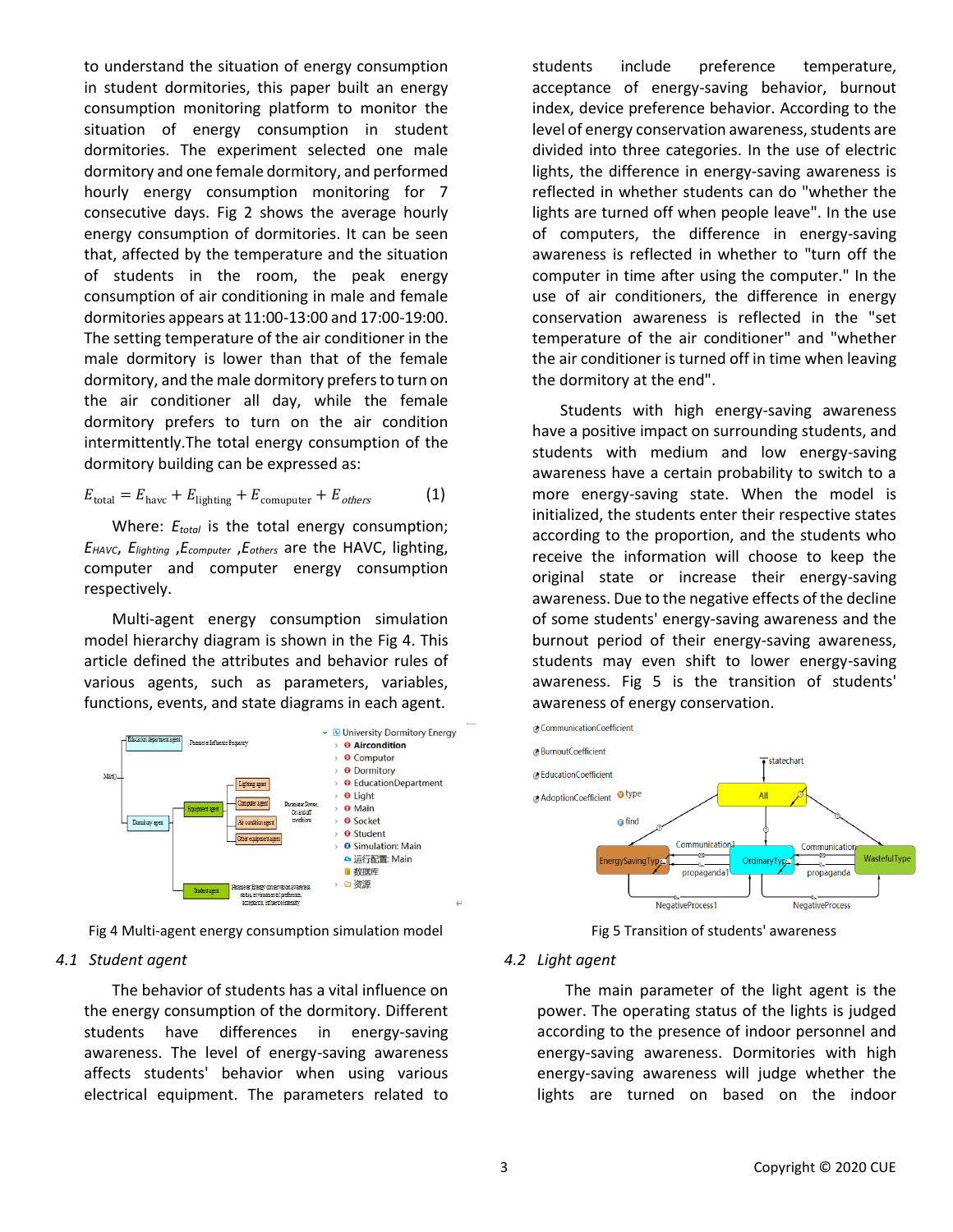to understand the situation of energy consumption in student dormitories, this paper built an energy consumption monitoring platform to monitor the situation of energy consumption in student dormitories. The experiment selected one male dormitory and one female dormitory, and performed hourly energy consumption monitoring for 7 consecutive days. Fig 2 shows the average hourly energy consumption of dormitories. It can be seen that, affected by the temperature and the situation of students in the room, the peak energy consumption of air conditioning in male and female dormitories appears at 11:00-13:00 and 17:00-19:00. The setting temperature of the air conditioner in the male dormitory is lower than that of the female dormitory, and the male dormitory prefers to turn on the air conditioner all day, while the female dormitory prefers to turn on the air condition intermittently.The total energy consumption of the dormitory building can be expressed as:

$$E_{\text{total}} = E_{\text{havc}} + E_{\text{lighting}} + E_{\text{comuputer}} + E_{\text{others}} \quad (1)$$

Where: $E_{total}$ is the total energy consumption; $E_{HAVC}$, $E_{lighting}$ ,$E_{computer}$ ,$E_{others}$ are the HAVC, lighting, computer and computer energy consumption respectively.

Multi-agent energy consumption simulation model hierarchy diagram is shown in the Fig 4. This article defined the attributes and behavior rules of various agents, such as parameters, variables, functions, events, and state diagrams in each agent.

Fig 4 Multi-agent energy consumption simulation model

### 4.1 Student agent

The behavior of students has a vital influence on the energy consumption of the dormitory. Different students have differences in energy-saving awareness. The level of energy-saving awareness affects students' behavior when using various electrical equipment. The parameters related to students include preference temperature, acceptance of energy-saving behavior, burnout index, device preference behavior. According to the level of energy conservation awareness, students are divided into three categories. In the use of electric lights, the difference in energy-saving awareness is reflected in whether students can do "whether the lights are turned off when people leave". In the use of computers, the difference in energy-saving awareness is reflected in whether to "turn off the computer in time after using the computer." In the use of air conditioners, the difference in energy conservation awareness is reflected in the "set temperature of the air conditioner" and "whether the air conditioner is turned off in time when leaving the dormitory at the end".

Students with high energy-saving awareness have a positive impact on surrounding students, and students with medium and low energy-saving awareness have a certain probability to switch to a more energy-saving state. When the model is initialized, the students enter their respective states according to the proportion, and the students who receive the information will choose to keep the original state or increase their energy-saving awareness. Due to the negative effects of the decline of some students' energy-saving awareness and the burnout period of their energy-saving awareness, students may even shift to lower energy-saving awareness. Fig 5 is the transition of students' awareness of energy conservation.

Fig 5 Transition of students' awareness

### 4.2 Light agent

The main parameter of the light agent is the power. The operating status of the lights is judged according to the presence of indoor personnel and energy-saving awareness. Dormitories with high energy-saving awareness will judge whether the lights are turned on based on the indoor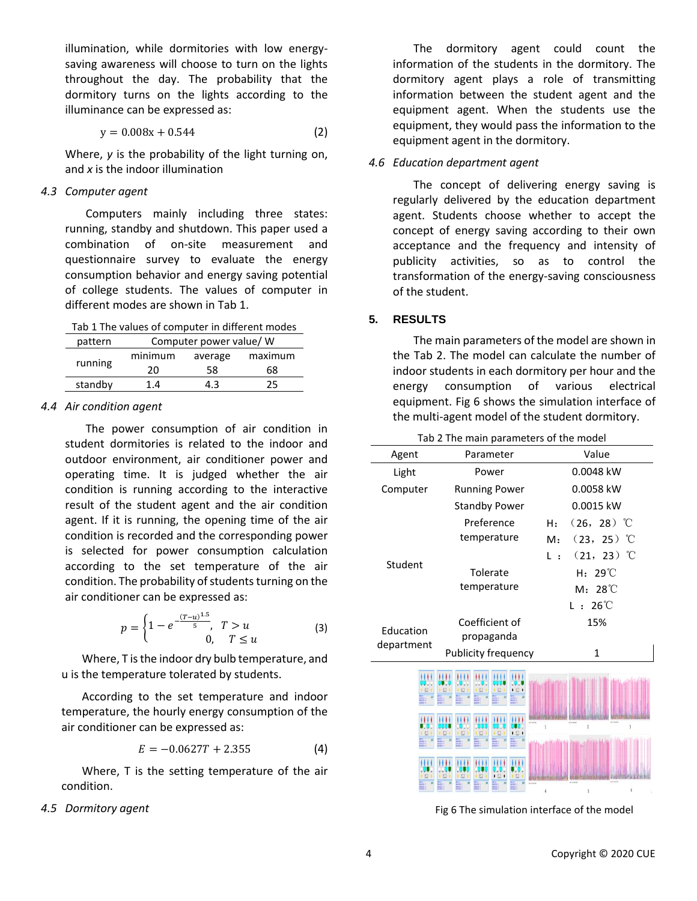illumination, while dormitories with low energy-saving awareness will choose to turn on the lights throughout the day. The probability that the dormitory turns on the lights according to the illuminance can be expressed as:

$$y = 0.008x + 0.544 \tag{2}$$

Where, *y* is the probability of the light turning on, and *x* is the indoor illumination

### 4.3 Computer agent

Computers mainly including three states: running, standby and shutdown. This paper used a combination of on-site measurement and questionnaire survey to evaluate the energy consumption behavior and energy saving potential of college students. The values of computer in different modes are shown in Tab 1.

Tab 1 The values of computer in different modes

| pattern | Computer power value/ W | | |
|---|---|---|---|
| | minimum | average | maximum |
| running | 20 | 58 | 68 |
| standby | 1.4 | 4.3 | 25 |

### 4.4 Air condition agent

The power consumption of air condition in student dormitories is related to the indoor and outdoor environment, air conditioner power and operating time. It is judged whether the air condition is running according to the interactive result of the student agent and the air condition agent. If it is running, the opening time of the air condition is recorded and the corresponding power is selected for power consumption calculation according to the set temperature of the air condition. The probability of students turning on the air conditioner can be expressed as:

$$p = \begin{cases} 1 - e^{-\frac{(T-u)^{1.5}}{5}}, & T > u \\ 0, & T \leq u \end{cases} \tag{3}$$

Where, T is the indoor dry bulb temperature, and u is the temperature tolerated by students.

According to the set temperature and indoor temperature, the hourly energy consumption of the air conditioner can be expressed as:

$$E = -0.0627T + 2.355 \tag{4}$$

Where, T is the setting temperature of the air condition.

### 4.5 Dormitory agent

The dormitory agent could count the information of the students in the dormitory. The dormitory agent plays a role of transmitting information between the student agent and the equipment agent. When the students use the equipment, they would pass the information to the equipment agent in the dormitory.

### 4.6 Education department agent

The concept of delivering energy saving is regularly delivered by the education department agent. Students choose whether to accept the concept of energy saving according to their own acceptance and the frequency and intensity of publicity activities, so as to control the transformation of the energy-saving consciousness of the student.

## 5. RESULTS

The main parameters of the model are shown in the Tab 2. The model can calculate the number of indoor students in each dormitory per hour and the energy consumption of various electrical equipment. Fig 6 shows the simulation interface of the multi-agent model of the student dormitory.

Tab 2 The main parameters of the model

| Agent | Parameter | Value |
|---|---|---|
| Light | Power | 0.0048 kW |
| Computer | Running Power | 0.0058 kW |
| | Standby Power | 0.0015 kW |
| Student | Preference temperature | H：（26，28）℃ |
| | | M：（23，25）℃ |
| | | L：（21，23）℃ |
| | Tolerate temperature | H：29℃ |
| | | M：28℃ |
| | | L：26℃ |
| Education department | Coefficient of propaganda | 15% |
| | Publicity frequency | 1 |

Fig 6 The simulation interface of the model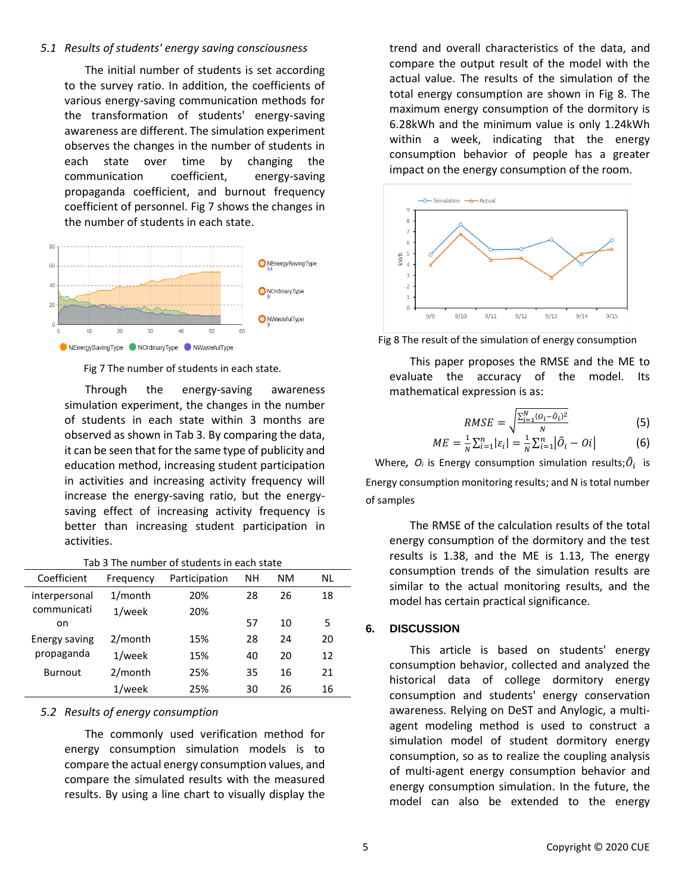### 5.1 *Results of students' energy saving consciousness*

The initial number of students is set according to the survey ratio. In addition, the coefficients of various energy-saving communication methods for the transformation of students' energy-saving awareness are different. The simulation experiment observes the changes in the number of students in each state over time by changing the communication coefficient, energy-saving propaganda coefficient, and burnout frequency coefficient of personnel. Fig 7 shows the changes in the number of students in each state.

Fig 7 The number of students in each state.

Through the energy-saving awareness simulation experiment, the changes in the number of students in each state within 3 months are observed as shown in Tab 3. By comparing the data, it can be seen that for the same type of publicity and education method, increasing student participation in activities and increasing activity frequency will increase the energy-saving ratio, but the energy-saving effect of increasing activity frequency is better than increasing student participation in activities.

Tab 3 The number of students in each state

| Coefficient | Frequency | Participation | NH | NM | NL |
|---|---|---|---|---|---|
| interpersonal communication | 1/month | 20% | 28 | 26 | 18 |
| | 1/week | 20% | 57 | 10 | 5 |
| Energy saving propaganda | 2/month | 15% | 28 | 24 | 20 |
| | 1/week | 15% | 40 | 20 | 12 |
| Burnout | 2/month | 25% | 35 | 16 | 21 |
| | 1/week | 25% | 30 | 26 | 16 |

### 5.2 *Results of energy consumption*

The commonly used verification method for energy consumption simulation models is to compare the actual energy consumption values, and compare the simulated results with the measured results. By using a line chart to visually display the trend and overall characteristics of the data, and compare the output result of the model with the actual value. The results of the simulation of the total energy consumption are shown in Fig 8. The maximum energy consumption of the dormitory is 6.28kWh and the minimum value is only 1.24kWh within a week, indicating that the energy consumption behavior of people has a greater impact on the energy consumption of the room.

Fig 8 The result of the simulation of energy consumption

This paper proposes the RMSE and the ME to evaluate the accuracy of the model. Its mathematical expression is as:

$$RMSE = \sqrt{\frac{\sum_{i=1}^{N}(O_i - \hat{O}_i)^2}{N}} \tag{5}$$

$$ME = \frac{1}{N}\sum_{i=1}^{n}|\varepsilon_i| = \frac{1}{N}\sum_{i=1}^{n}\left|\hat{O}_i - Oi\right| \tag{6}$$

Where, $O_i$ is Energy consumption simulation results; $\hat{O}_i$ is Energy consumption monitoring results; and N is total number of samples

The RMSE of the calculation results of the total energy consumption of the dormitory and the test results is 1.38, and the ME is 1.13, The energy consumption trends of the simulation results are similar to the actual monitoring results, and the model has certain practical significance.

## 6. DISCUSSION

This article is based on students' energy consumption behavior, collected and analyzed the historical data of college dormitory energy consumption and students' energy conservation awareness. Relying on DeST and Anylogic, a multi-agent modeling method is used to construct a simulation model of student dormitory energy consumption, so as to realize the coupling analysis of multi-agent energy consumption behavior and energy consumption simulation. In the future, the model can also be extended to the energy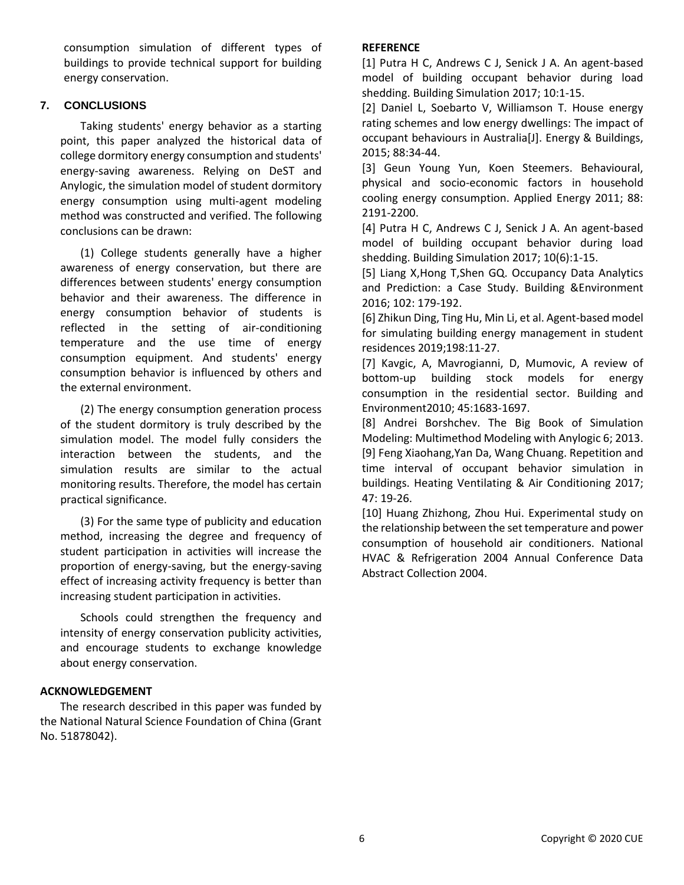consumption simulation of different types of buildings to provide technical support for building energy conservation.

## 7. CONCLUSIONS

Taking students' energy behavior as a starting point, this paper analyzed the historical data of college dormitory energy consumption and students' energy-saving awareness. Relying on DeST and Anylogic, the simulation model of student dormitory energy consumption using multi-agent modeling method was constructed and verified. The following conclusions can be drawn:

(1) College students generally have a higher awareness of energy conservation, but there are differences between students' energy consumption behavior and their awareness. The difference in energy consumption behavior of students is reflected in the setting of air-conditioning temperature and the use time of energy consumption equipment. And students' energy consumption behavior is influenced by others and the external environment.

(2) The energy consumption generation process of the student dormitory is truly described by the simulation model. The model fully considers the interaction between the students, and the simulation results are similar to the actual monitoring results. Therefore, the model has certain practical significance.

(3) For the same type of publicity and education method, increasing the degree and frequency of student participation in activities will increase the proportion of energy-saving, but the energy-saving effect of increasing activity frequency is better than increasing student participation in activities.

Schools could strengthen the frequency and intensity of energy conservation publicity activities, and encourage students to exchange knowledge about energy conservation.

## ACKNOWLEDGEMENT

The research described in this paper was funded by the National Natural Science Foundation of China (Grant No. 51878042).

## REFERENCE

[1] Putra H C, Andrews C J, Senick J A. An agent-based model of building occupant behavior during load shedding. Building Simulation 2017; 10:1-15.

[2] Daniel L, Soebarto V, Williamson T. House energy rating schemes and low energy dwellings: The impact of occupant behaviours in Australia[J]. Energy & Buildings, 2015; 88:34-44.

[3] Geun Young Yun, Koen Steemers. Behavioural, physical and socio-economic factors in household cooling energy consumption. Applied Energy 2011; 88: 2191-2200.

[4] Putra H C, Andrews C J, Senick J A. An agent-based model of building occupant behavior during load shedding. Building Simulation 2017; 10(6):1-15.

[5] Liang X,Hong T,Shen GQ. Occupancy Data Analytics and Prediction: a Case Study. Building &Environment 2016; 102: 179-192.

[6] Zhikun Ding, Ting Hu, Min Li, et al. Agent-based model for simulating building energy management in student residences 2019;198:11-27.

[7] Kavgic, A, Mavrogianni, D, Mumovic, A review of bottom-up building stock models for energy consumption in the residential sector. Building and Environment2010; 45:1683-1697.

[8] Andrei Borshchev. The Big Book of Simulation Modeling: Multimethod Modeling with Anylogic 6; 2013.

[9] Feng Xiaohang,Yan Da, Wang Chuang. Repetition and time interval of occupant behavior simulation in buildings. Heating Ventilating & Air Conditioning 2017; 47: 19-26.

[10] Huang Zhizhong, Zhou Hui. Experimental study on the relationship between the set temperature and power consumption of household air conditioners. National HVAC & Refrigeration 2004 Annual Conference Data Abstract Collection 2004.